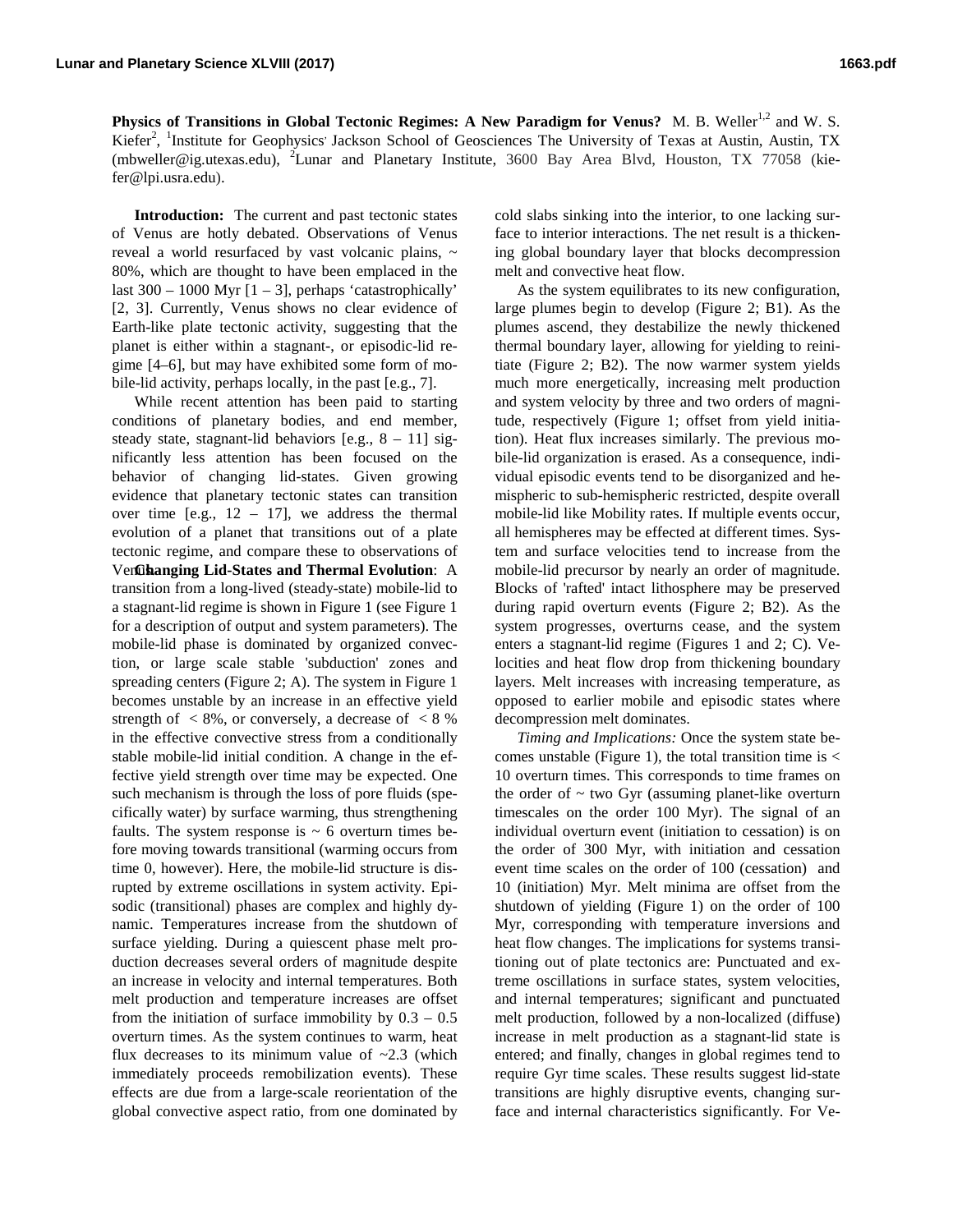**Physics of Transitions in Global Tectonic Regimes: A New Paradigm for Venus?** M. B. Weller[1,2] and W. S. Kiefer[2], [1]Institute for Geophysics Jackson School of Geosciences The University of Texas at Austin, Austin, TX (mbweller@ig.utexas.edu), [2]Lunar and Planetary Institute, 3600 Bay Area Blvd, Houston, TX 77058 (kiefer@lpi.usra.edu).

**Introduction:** The current and past tectonic states of Venus are hotly debated. Observations of Venus reveal a world resurfaced by vast volcanic plains, ~ 80%, which are thought to have been emplaced in the last 300 – 1000 Myr [1 – 3], perhaps 'catastrophically' [2, 3]. Currently, Venus shows no clear evidence of Earth-like plate tectonic activity, suggesting that the planet is either within a stagnant-, or episodic-lid regime [4–6], but may have exhibited some form of mobile-lid activity, perhaps locally, in the past [e.g., 7].

While recent attention has been paid to starting conditions of planetary bodies, and end member, steady state, stagnant-lid behaviors [e.g., 8 – 11] significantly less attention has been focused on the behavior of changing lid-states. Given growing evidence that planetary tectonic states can transition over time [e.g., 12 – 17], we address the thermal evolution of a planet that transitions out of a plate tectonic regime, and compare these to observations of Venus.

**Changing Lid-States and Thermal Evolution**: A transition from a long-lived (steady-state) mobile-lid to a stagnant-lid regime is shown in Figure 1 (see Figure 1 for a description of output and system parameters). The mobile-lid phase is dominated by organized convection, or large scale stable 'subduction' zones and spreading centers (Figure 2; A). The system in Figure 1 becomes unstable by an increase in an effective yield strength of < 8%, or conversely, a decrease of < 8 % in the effective convective stress from a conditionally stable mobile-lid initial condition. A change in the effective yield strength over time may be expected. One such mechanism is through the loss of pore fluids (specifically water) by surface warming, thus strengthening faults. The system response is ~ 6 overturn times before moving towards transitional (warming occurs from time 0, however). Here, the mobile-lid structure is disrupted by extreme oscillations in system activity. Episodic (transitional) phases are complex and highly dynamic. Temperatures increase from the shutdown of surface yielding. During a quiescent phase melt production decreases several orders of magnitude despite an increase in velocity and internal temperatures. Both melt production and temperature increases are offset from the initiation of surface immobility by 0.3 – 0.5 overturn times. As the system continues to warm, heat flux decreases to its minimum value of ~2.3 (which immediately proceeds remobilization events). These effects are due from a large-scale reorientation of the global convective aspect ratio, from one dominated by cold slabs sinking into the interior, to one lacking surface to interior interactions. The net result is a thickening global boundary layer that blocks decompression melt and convective heat flow.

As the system equilibrates to its new configuration, large plumes begin to develop (Figure 2; B1). As the plumes ascend, they destabilize the newly thickened thermal boundary layer, allowing for yielding to reinitiate (Figure 2; B2). The now warmer system yields much more energetically, increasing melt production and system velocity by three and two orders of magnitude, respectively (Figure 1; offset from yield initiation). Heat flux increases similarly. The previous mobile-lid organization is erased. As a consequence, individual episodic events tend to be disorganized and hemispheric to sub-hemispheric restricted, despite overall mobile-lid like Mobility rates. If multiple events occur, all hemispheres may be effected at different times. System and surface velocities tend to increase from the mobile-lid precursor by nearly an order of magnitude. Blocks of 'rafted' intact lithosphere may be preserved during rapid overturn events (Figure 2; B2). As the system progresses, overturns cease, and the system enters a stagnant-lid regime (Figures 1 and 2; C). Velocities and heat flow drop from thickening boundary layers. Melt increases with increasing temperature, as opposed to earlier mobile and episodic states where decompression melt dominates.

*Timing and Implications:* Once the system state becomes unstable (Figure 1), the total transition time is < 10 overturn times. This corresponds to time frames on the order of ~ two Gyr (assuming planet-like overturn timescales on the order 100 Myr). The signal of an individual overturn event (initiation to cessation) is on the order of 300 Myr, with initiation and cessation event time scales on the order of 100 (cessation) and 10 (initiation) Myr. Melt minima are offset from the shutdown of yielding (Figure 1) on the order of 100 Myr, corresponding with temperature inversions and heat flow changes. The implications for systems transitioning out of plate tectonics are: Punctuated and extreme oscillations in surface states, system velocities, and internal temperatures; significant and punctuated melt production, followed by a non-localized (diffuse) increase in melt production as a stagnant-lid state is entered; and finally, changes in global regimes tend to require Gyr time scales. These results suggest lid-state transitions are highly disruptive events, changing surface and internal characteristics significantly. For Ve-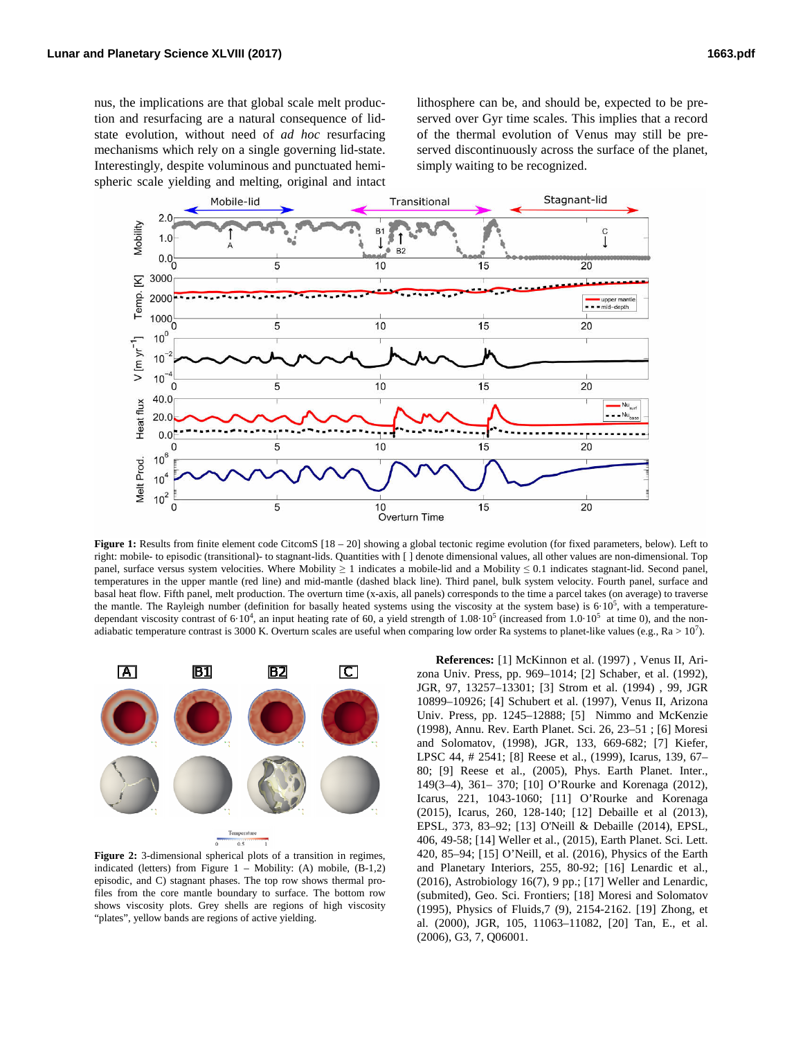nus, the implications are that global scale melt production and resurfacing are a natural consequence of lid-state evolution, without need of *ad hoc* resurfacing mechanisms which rely on a single governing lid-state. Interestingly, despite voluminous and punctuated hemispheric scale yielding and melting, original and intact lithosphere can be, and should be, expected to be preserved over Gyr time scales. This implies that a record of the thermal evolution of Venus may still be preserved discontinuously across the surface of the planet, simply waiting to be recognized.

Mobile-lid
Transitional
Stagnant-lid
Mobility
2.0
1.0
0.0
A
B1
B2
C
Temp. [K]
3000
2000
1000
upper mantle
mid-depth
V [m yr$^{-1}$]
$10^0$
$10^{-2}$
$10^{-4}$
Heat flux
40.0
20.0
0.0
$Nu_{surf}$
$Nu_{base}$
Melt Prod.
$10^6$
$10^4$
$10^2$
0
5
10
15
20
Overturn Time

**Figure 1:** Results from finite element code CitcomS [18 – 20] showing a global tectonic regime evolution (for fixed parameters, below). Left to right: mobile- to episodic (transitional)- to stagnant-lids. Quantities with [ ] denote dimensional values, all other values are non-dimensional. Top panel, surface versus system velocities. Where Mobility ≥ 1 indicates a mobile-lid and a Mobility ≤ 0.1 indicates stagnant-lid. Second panel, temperatures in the upper mantle (red line) and mid-mantle (dashed black line). Third panel, bulk system velocity. Fourth panel, surface and basal heat flow. Fifth panel, melt production. The overturn time (x-axis, all panels) corresponds to the time a parcel takes (on average) to traverse the mantle. The Rayleigh number (definition for basally heated systems using the viscosity at the system base) is $6{\cdot}10^5$, with a temperature-dependant viscosity contrast of $6{\cdot}10^4$, an input heating rate of 60, a yield strength of $1.08{\cdot}10^5$ (increased from $1.0{\cdot}10^5$ at time 0), and the non-adiabatic temperature contrast is 3000 K. Overturn scales are useful when comparing low order Ra systems to planet-like values (e.g., Ra > $10^7$).

A
B1
B2
C
Temperature
0
0.5
1

**Figure 2:** 3-dimensional spherical plots of a transition in regimes, indicated (letters) from Figure 1 – Mobility: (A) mobile, (B-1,2) episodic, and C) stagnant phases. The top row shows thermal profiles from the core mantle boundary to surface. The bottom row shows viscosity plots. Grey shells are regions of high viscosity "plates", yellow bands are regions of active yielding.

**References:** [1] McKinnon et al. (1997) , Venus II, Arizona Univ. Press, pp. 969–1014; [2] Schaber, et al. (1992), JGR, 97, 13257–13301; [3] Strom et al. (1994) , 99, JGR 10899–10926; [4] Schubert et al. (1997), Venus II, Arizona Univ. Press, pp. 1245–12888; [5] Nimmo and McKenzie (1998), Annu. Rev. Earth Planet. Sci. 26, 23–51 ; [6] Moresi and Solomatov, (1998), JGR, 133, 669-682; [7] Kiefer, LPSC 44, # 2541; [8] Reese et al., (1999), Icarus, 139, 67–80; [9] Reese et al., (2005), Phys. Earth Planet. Inter., 149(3–4), 361– 370; [10] O'Rourke and Korenaga (2012), Icarus, 221, 1043-1060; [11] O'Rourke and Korenaga (2015), Icarus, 260, 128-140; [12] Debaille et al (2013), EPSL, 373, 83–92; [13] O'Neill & Debaille (2014), EPSL, 406, 49-58; [14] Weller et al., (2015), Earth Planet. Sci. Lett. 420, 85–94; [15] O'Neill, et al. (2016), Physics of the Earth and Planetary Interiors, 255, 80-92; [16] Lenardic et al., (2016), Astrobiology 16(7), 9 pp.; [17] Weller and Lenardic, (submitted), Geo. Sci. Frontiers; [18] Moresi and Solomatov (1995), Physics of Fluids,7 (9), 2154-2162. [19] Zhong, et al. (2000), JGR, 105, 11063–11082, [20] Tan, E., et al. (2006), G3, 7, Q06001.